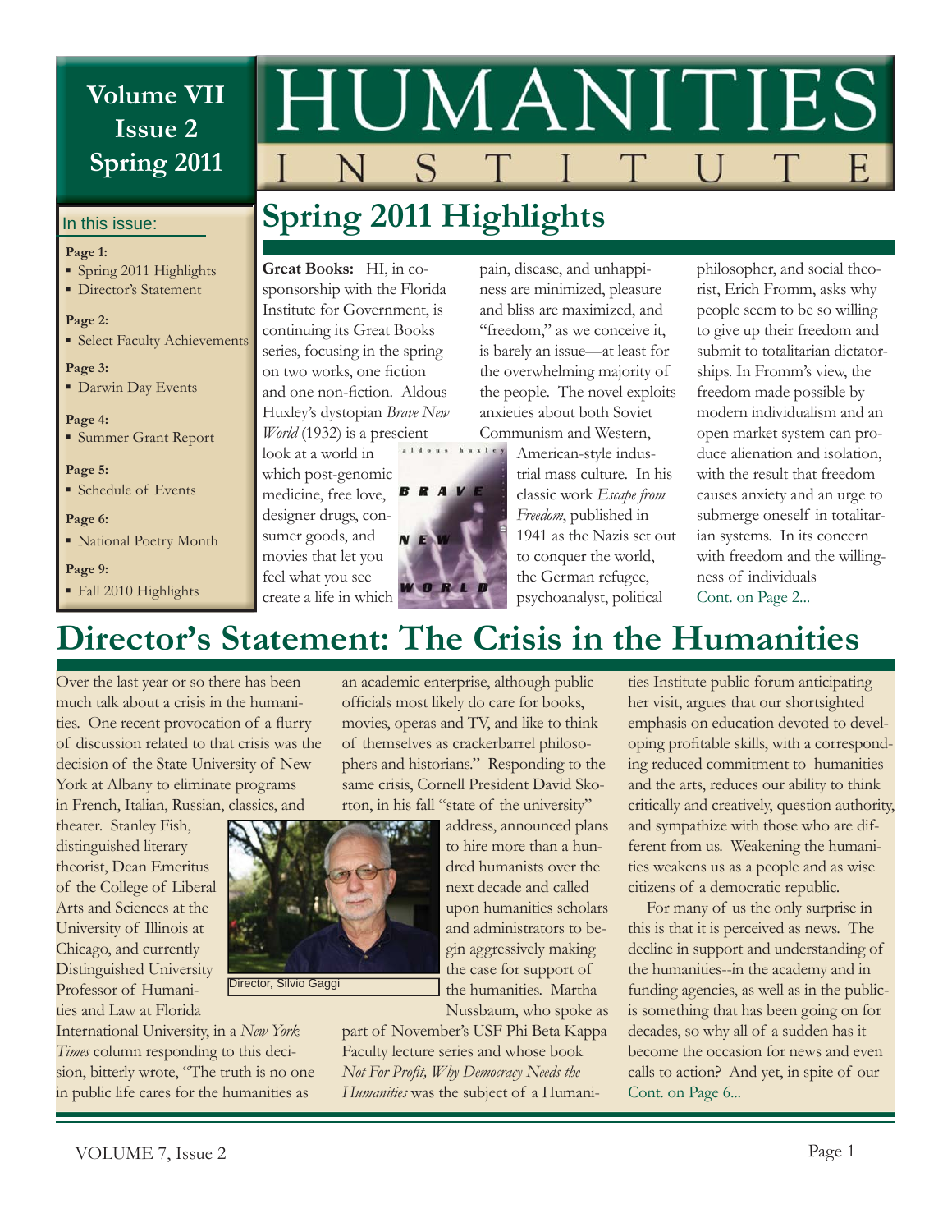# HUMANITIES INSTITUTE

**Volume VII Issue 2 Spring 2011**

**In this issue:**

**Page 1:**
- Spring 2011 Highlights
- Director's Statement

**Page 2:**
- Select Faculty Achievements

**Page 3:**
- Darwin Day Events

**Page 4:**
- Summer Grant Report

**Page 5:**
- Schedule of Events

**Page 6:**
- National Poetry Month

**Page 9:**
- Fall 2010 Highlights

## Spring 2011 Highlights

**Great Books:** HI, in co-sponsorship with the Florida Institute for Government, is continuing its Great Books series, focusing in the spring on two works, one fiction and one non-fiction. Aldous Huxley's dystopian *Brave New World* (1932) is a prescient look at a world in which post-genomic medicine, free love, designer drugs, consumer goods, and movies that let you feel what you see create a life in which pain, disease, and unhappiness are minimized, pleasure and bliss are maximized, and "freedom," as we conceive it, is barely an issue—at least for the overwhelming majority of the people. The novel exploits anxieties about both Soviet Communism and Western, American-style industrial mass culture. In his classic work *Escape from Freedom*, published in 1941 as the Nazis set out to conquer the world, the German refugee, psychoanalyst, political philosopher, and social theorist, Erich Fromm, asks why people seem to be so willing to give up their freedom and submit to totalitarian dictatorships. In Fromm's view, the freedom made possible by modern individualism and an open market system can produce alienation and isolation, with the result that freedom causes anxiety and an urge to submerge oneself in totalitarian systems. In its concern with freedom and the willingness of individuals

Cont. on Page 2...

## Director's Statement: The Crisis in the Humanities

Over the last year or so there has been much talk about a crisis in the humanities. One recent provocation of a flurry of discussion related to that crisis was the decision of the State University of New York at Albany to eliminate programs in French, Italian, Russian, classics, and theater. Stanley Fish, distinguished literary theorist, Dean Emeritus of the College of Liberal Arts and Sciences at the University of Illinois at Chicago, and currently Distinguished University Professor of Humanities and Law at Florida International University, in a *New York Times* column responding to this decision, bitterly wrote, "The truth is no one in public life cares for the humanities as an academic enterprise, although public officials most likely do care for books, movies, operas and TV, and like to think of themselves as crackerbarrel philosophers and historians." Responding to the same crisis, Cornell President David Skorton, in his fall "state of the university" address, announced plans to hire more than a hundred humanists over the next decade and called upon humanities scholars and administrators to begin aggressively making the case for support of the humanities. Martha Nussbaum, who spoke as part of November's USF Phi Beta Kappa Faculty lecture series and whose book *Not For Profit, Why Democracy Needs the Humanities* was the subject of a Humanities Institute public forum anticipating her visit, argues that our shortsighted emphasis on education devoted to developing profitable skills, with a corresponding reduced commitment to humanities and the arts, reduces our ability to think critically and creatively, question authority, and sympathize with those who are different from us. Weakening the humanities weakens us as a people and as wise citizens of a democratic republic.

Director, Silvio Gaggi

For many of us the only surprise in this is that it is perceived as news. The decline in support and understanding of the humanities--in the academy and in funding agencies, as well as in the public--is something that has been going on for decades, so why all of a sudden has it become the occasion for news and even calls to action? And yet, in spite of our

Cont. on Page 6...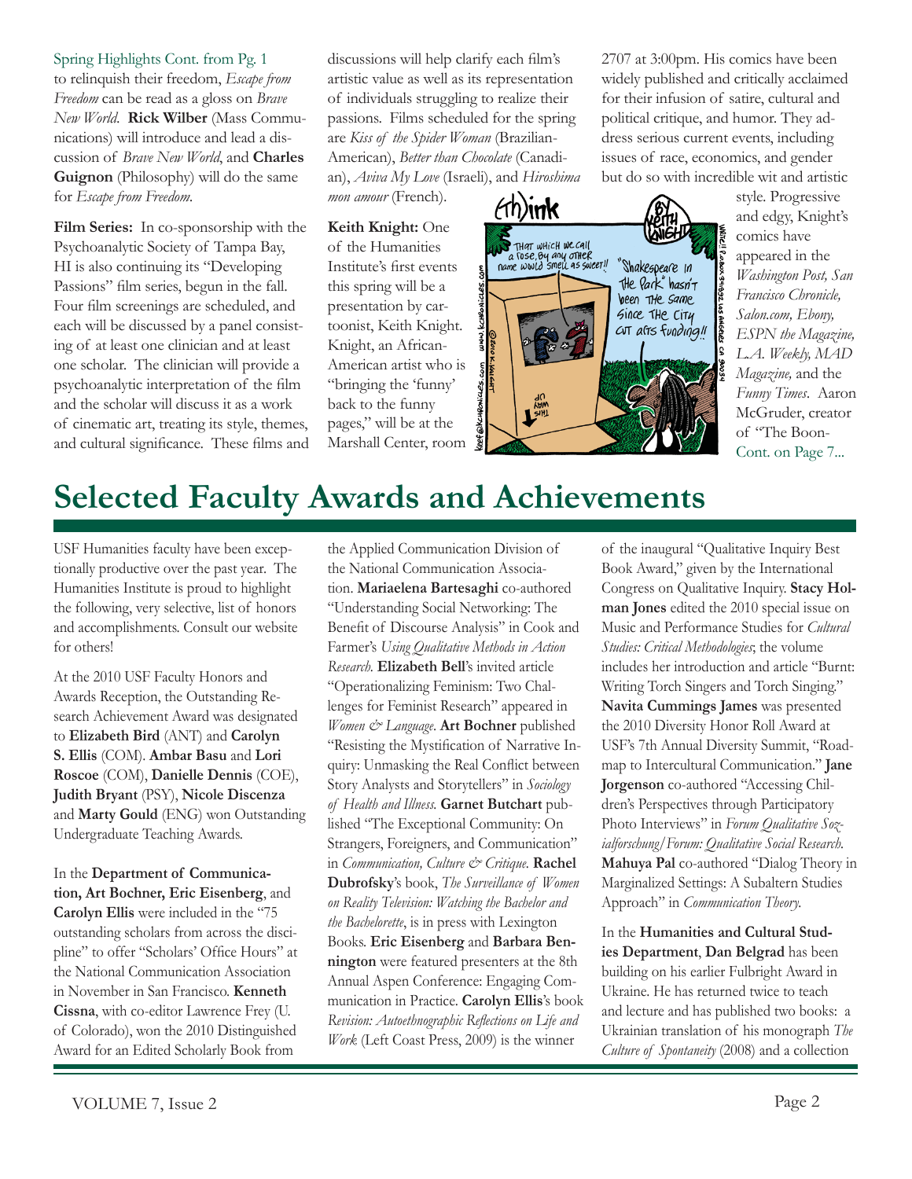Spring Highlights Cont. from Pg. 1

to relinquish their freedom, *Escape from Freedom* can be read as a gloss on *Brave New World*. **Rick Wilber** (Mass Communications) will introduce and lead a discussion of *Brave New World*, and **Charles Guignon** (Philosophy) will do the same for *Escape from Freedom*.

**Film Series:** In co-sponsorship with the Psychoanalytic Society of Tampa Bay, HI is also continuing its "Developing Passions" film series, begun in the fall. Four film screenings are scheduled, and each will be discussed by a panel consisting of at least one clinician and at least one scholar. The clinician will provide a psychoanalytic interpretation of the film and the scholar will discuss it as a work of cinematic art, treating its style, themes, and cultural significance. These films and discussions will help clarify each film's artistic value as well as its representation of individuals struggling to realize their passions. Films scheduled for the spring are *Kiss of the Spider Woman* (Brazilian-American), *Better than Chocolate* (Canadian), *Aviva My Love* (Israeli), and *Hiroshima mon amour* (French).

**Keith Knight:** One of the Humanities Institute's first events this spring will be a presentation by cartoonist, Keith Knight. Knight, an African-American artist who is "bringing the 'funny' back to the funny pages," will be at the Marshall Center, room 2707 at 3:00pm. His comics have been widely published and critically acclaimed for their infusion of satire, cultural and political critique, and humor. They address serious current events, including issues of race, economics, and gender but do so with incredible wit and artistic style. Progressive and edgy, Knight's comics have appeared in the *Washington Post, San Francisco Chronicle, Salon.com, Ebony, ESPN the Magazine, L.A. Weekly, MAD Magazine,* and the *Funny Times*. Aaron McGruder, creator of "The Boon-

Cont. on Page 7...

# Selected Faculty Awards and Achievements

USF Humanities faculty have been exceptionally productive over the past year. The Humanities Institute is proud to highlight the following, very selective, list of honors and accomplishments. Consult our website for others!

At the 2010 USF Faculty Honors and Awards Reception, the Outstanding Research Achievement Award was designated to **Elizabeth Bird** (ANT) and **Carolyn S. Ellis** (COM). **Ambar Basu** and **Lori Roscoe** (COM), **Danielle Dennis** (COE), **Judith Bryant** (PSY), **Nicole Discenza** and **Marty Gould** (ENG) won Outstanding Undergraduate Teaching Awards.

In the **Department of Communication, Art Bochner, Eric Eisenberg**, and **Carolyn Ellis** were included in the "75 outstanding scholars from across the discipline" to offer "Scholars' Office Hours" at the National Communication Association in November in San Francisco. **Kenneth Cissna**, with co-editor Lawrence Frey (U. of Colorado), won the 2010 Distinguished Award for an Edited Scholarly Book from the Applied Communication Division of the National Communication Association. **Mariaelena Bartesaghi** co-authored "Understanding Social Networking: The Benefit of Discourse Analysis" in Cook and Farmer's *Using Qualitative Methods in Action Research*. **Elizabeth Bell**'s invited article "Operationalizing Feminism: Two Challenges for Feminist Research" appeared in *Women & Language*. **Art Bochner** published "Resisting the Mystification of Narrative Inquiry: Unmasking the Real Conflict between Story Analysts and Storytellers" in *Sociology of Health and Illness.* **Garnet Butchart** published "The Exceptional Community: On Strangers, Foreigners, and Communication" in *Communication, Culture & Critique.* **Rachel Dubrofsky**'s book, *The Surveillance of Women on Reality Television: Watching the Bachelor and the Bachelorette*, is in press with Lexington Books. **Eric Eisenberg** and **Barbara Bennington** were featured presenters at the 8th Annual Aspen Conference: Engaging Communication in Practice. **Carolyn Ellis**'s book *Revision: Autoethnographic Reflections on Life and Work* (Left Coast Press, 2009) is the winner of the inaugural "Qualitative Inquiry Best Book Award," given by the International Congress on Qualitative Inquiry. **Stacy Holman Jones** edited the 2010 special issue on Music and Performance Studies for *Cultural Studies: Critical Methodologies*; the volume includes her introduction and article "Burnt: Writing Torch Singers and Torch Singing." **Navita Cummings James** was presented the 2010 Diversity Honor Roll Award at USF's 7th Annual Diversity Summit, "Roadmap to Intercultural Communication." **Jane Jorgenson** co-authored "Accessing Children's Perspectives through Participatory Photo Interviews" in *Forum Qualitative Sozialforschung/Forum: Qualitative Social Research.* **Mahuya Pal** co-authored "Dialog Theory in Marginalized Settings: A Subaltern Studies Approach" in *Communication Theory.*

In the **Humanities and Cultural Studies Department**, **Dan Belgrad** has been building on his earlier Fulbright Award in Ukraine. He has returned twice to teach and lecture and has published two books: a Ukrainian translation of his monograph *The Culture of Spontaneity* (2008) and a collection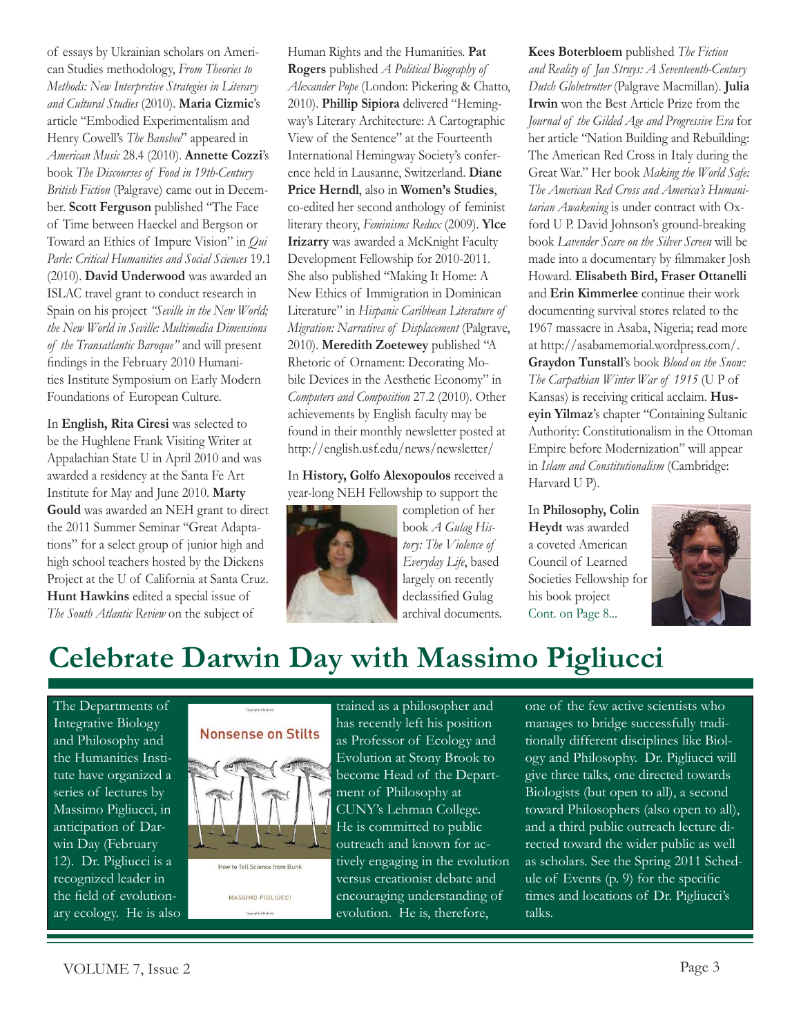of essays by Ukrainian scholars on American Studies methodology, *From Theories to Methods: New Interpretive Strategies in Literary and Cultural Studies* (2010). **Maria Cizmic**'s article "Embodied Experimentalism and Henry Cowell's *The Banshee*" appeared in *American Music* 28.4 (2010). **Annette Cozzi**'s book *The Discourses of Food in 19th-Century British Fiction* (Palgrave) came out in December. **Scott Ferguson** published "The Face of Time between Haeckel and Bergson or Toward an Ethics of Impure Vision" in *Qui Parle: Critical Humanities and Social Sciences* 19.1 (2010). **David Underwood** was awarded an ISLAC travel grant to conduct research in Spain on his project *"Seville in the New World; the New World in Seville: Multimedia Dimensions of the Transatlantic Baroque"* and will present findings in the February 2010 Humanities Institute Symposium on Early Modern Foundations of European Culture.

In **English, Rita Ciresi** was selected to be the Hughlene Frank Visiting Writer at Appalachian State U in April 2010 and was awarded a residency at the Santa Fe Art Institute for May and June 2010. **Marty Gould** was awarded an NEH grant to direct the 2011 Summer Seminar "Great Adaptations" for a select group of junior high and high school teachers hosted by the Dickens Project at the U of California at Santa Cruz. **Hunt Hawkins** edited a special issue of *The South Atlantic Review* on the subject of Human Rights and the Humanities. **Pat Rogers** published *A Political Biography of Alexander Pope* (London: Pickering & Chatto, 2010). **Phillip Sipiora** delivered "Hemingway's Literary Architecture: A Cartographic View of the Sentence" at the Fourteenth International Hemingway Society's conference held in Lausanne, Switzerland. **Diane Price Herndl**, also in **Women's Studies**, co-edited her second anthology of feminist literary theory, *Feminisms Redux* (2009). **Ylce Irizarry** was awarded a McKnight Faculty Development Fellowship for 2010-2011. She also published "Making It Home: A New Ethics of Immigration in Dominican Literature" in *Hispanic Caribbean Literature of Migration: Narratives of Displacement* (Palgrave, 2010). **Meredith Zoetewey** published "A Rhetoric of Ornament: Decorating Mobile Devices in the Aesthetic Economy" in *Computers and Composition* 27.2 (2010). Other achievements by English faculty may be found in their monthly newsletter posted at http://english.usf.edu/news/newsletter/

In **History, Golfo Alexopoulos** received a year-long NEH Fellowship to support the completion of her book *A Gulag History: The Violence of Everyday Life*, based largely on recently declassified Gulag archival documents. **Kees Boterbloem** published *The Fiction and Reality of Jan Struys: A Seventeenth-Century Dutch Globetrotter* (Palgrave Macmillan). **Julia Irwin** won the Best Article Prize from the *Journal of the Gilded Age and Progressive Era* for her article "Nation Building and Rebuilding: The American Red Cross in Italy during the Great War." Her book *Making the World Safe: The American Red Cross and America's Humanitarian Awakening* is under contract with Oxford U P. David Johnson's ground-breaking book *Lavender Scare on the Silver Screen* will be made into a documentary by filmmaker Josh Howard. **Elisabeth Bird, Fraser Ottanelli** and **Erin Kimmerlee** continue their work documenting survival stores related to the 1967 massacre in Asaba, Nigeria; read more at http://asabamemorial.wordpress.com/. **Graydon Tunstall**'s book *Blood on the Snow: The Carpathian Winter War of 1915* (U P of Kansas) is receiving critical acclaim. **Huseyin Yilmaz**'s chapter "Containing Sultanic Authority: Constitutionalism in the Ottoman Empire before Modernization" will appear in *Islam and Constitutionalism* (Cambridge: Harvard U P).

In **Philosophy, Colin Heydt** was awarded a coveted American Council of Learned Societies Fellowship for his book project Cont. on Page 8...

# Celebrate Darwin Day with Massimo Pigliucci

The Departments of Integrative Biology and Philosophy and the Humanities Institute have organized a series of lectures by Massimo Pigliucci, in anticipation of Darwin Day (February 12). Dr. Pigliucci is a recognized leader in the field of evolutionary ecology. He is also trained as a philosopher and has recently left his position as Professor of Ecology and Evolution at Stony Brook to become Head of the Department of Philosophy at CUNY's Lehman College. He is committed to public outreach and known for actively engaging in the evolution versus creationist debate and encouraging understanding of evolution. He is, therefore, one of the few active scientists who manages to bridge successfully traditionally different disciplines like Biology and Philosophy. Dr. Pigliucci will give three talks, one directed towards Biologists (but open to all), a second toward Philosophers (also open to all), and a third public outreach lecture directed toward the wider public as well as scholars. See the Spring 2011 Schedule of Events (p. 9) for the specific times and locations of Dr. Pigliucci's talks.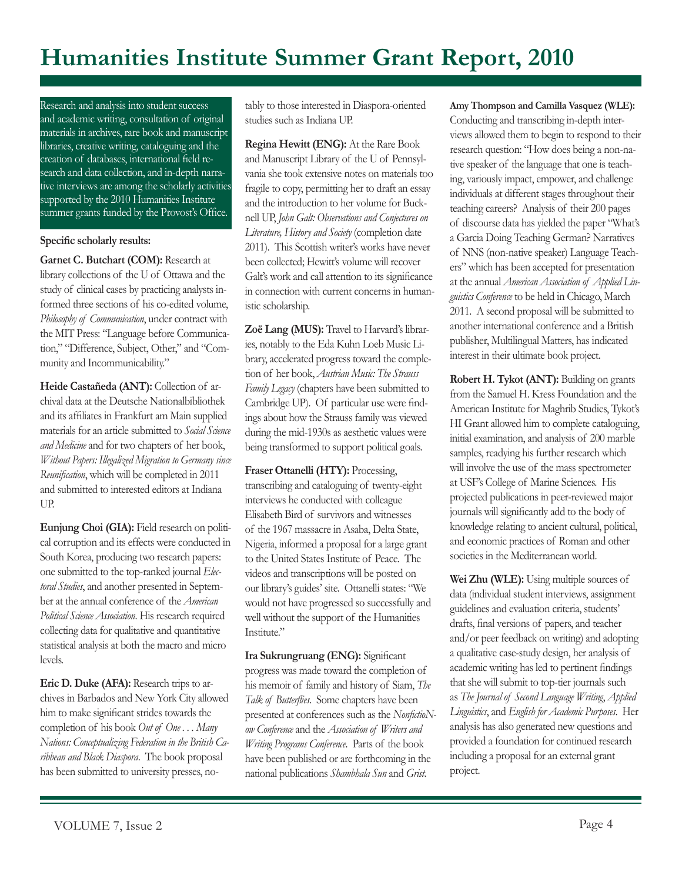# Humanities Institute Summer Grant Report, 2010

Research and analysis into student success and academic writing, consultation of original materials in archives, rare book and manuscript libraries, creative writing, cataloguing and the creation of databases, international field research and data collection, and in-depth narrative interviews are among the scholarly activities supported by the 2010 Humanities Institute summer grants funded by the Provost's Office.

**Specific scholarly results:**

**Garnet C. Butchart (COM):** Research at library collections of the U of Ottawa and the study of clinical cases by practicing analysts informed three sections of his co-edited volume, *Philosophy of Communication*, under contract with the MIT Press: "Language before Communication," "Difference, Subject, Other," and "Community and Incommunicability."

**Heide Castañeda (ANT):** Collection of archival data at the Deutsche Nationalbibliothek and its affiliates in Frankfurt am Main supplied materials for an article submitted to *Social Science and Medicine* and for two chapters of her book, *Without Papers: Illegalized Migration to Germany since Reunification*, which will be completed in 2011 and submitted to interested editors at Indiana UP.

**Eunjung Choi (GIA):** Field research on political corruption and its effects were conducted in South Korea, producing two research papers: one submitted to the top-ranked journal *Electoral Studies*, and another presented in September at the annual conference of the *American Political Science Association*. His research required collecting data for qualitative and quantitative statistical analysis at both the macro and micro levels.

**Eric D. Duke (AFA):** Research trips to archives in Barbados and New York City allowed him to make significant strides towards the completion of his book *Out of One . . . Many Nations: Conceptualizing Federation in the British Caribbean and Black Diaspora*. The book proposal has been submitted to university presses, notably to those interested in Diaspora-oriented studies such as Indiana UP.

**Regina Hewitt (ENG):** At the Rare Book and Manuscript Library of the U of Pennsylvania she took extensive notes on materials too fragile to copy, permitting her to draft an essay and the introduction to her volume for Bucknell UP, *John Galt: Observations and Conjectures on Literature, History and Society* (completion date 2011). This Scottish writer's works have never been collected; Hewitt's volume will recover Galt's work and call attention to its significance in connection with current concerns in humanistic scholarship.

**Zoë Lang (MUS):** Travel to Harvard's libraries, notably to the Eda Kuhn Loeb Music Library, accelerated progress toward the completion of her book, *Austrian Music: The Strauss Family Legacy* (chapters have been submitted to Cambridge UP). Of particular use were findings about how the Strauss family was viewed during the mid-1930s as aesthetic values were being transformed to support political goals.

**Fraser Ottanelli (HTY):** Processing, transcribing and cataloguing of twenty-eight interviews he conducted with colleague Elisabeth Bird of survivors and witnesses of the 1967 massacre in Asaba, Delta State, Nigeria, informed a proposal for a large grant to the United States Institute of Peace. The videos and transcriptions will be posted on our library's guides' site. Ottanelli states: "We would not have progressed so successfully and well without the support of the Humanities Institute."

**Ira Sukrungruang (ENG):** Significant progress was made toward the completion of his memoir of family and history of Siam, *The Talk of Butterflies*. Some chapters have been presented at conferences such as the *NonfictioNow Conference* and the *Association of Writers and Writing Programs Conference*. Parts of the book have been published or are forthcoming in the national publications *Shambhala Sun* and *Grist*.

**Amy Thompson and Camilla Vasquez (WLE):** Conducting and transcribing in-depth interviews allowed them to begin to respond to their research question: "How does being a non-native speaker of the language that one is teaching, variously impact, empower, and challenge individuals at different stages throughout their teaching careers? Analysis of their 200 pages of discourse data has yielded the paper "What's a Garcia Doing Teaching German? Narratives of NNS (non-native speaker) Language Teachers" which has been accepted for presentation at the annual *American Association of Applied Linguistics Conference* to be held in Chicago, March 2011. A second proposal will be submitted to another international conference and a British publisher, Multilingual Matters, has indicated interest in their ultimate book project.

**Robert H. Tykot (ANT):** Building on grants from the Samuel H. Kress Foundation and the American Institute for Maghrib Studies, Tykot's HI Grant allowed him to complete cataloguing, initial examination, and analysis of 200 marble samples, readying his further research which will involve the use of the mass spectrometer at USF's College of Marine Sciences. His projected publications in peer-reviewed major journals will significantly add to the body of knowledge relating to ancient cultural, political, and economic practices of Roman and other societies in the Mediterranean world.

**Wei Zhu (WLE):** Using multiple sources of data (individual student interviews, assignment guidelines and evaluation criteria, students' drafts, final versions of papers, and teacher and/or peer feedback on writing) and adopting a qualitative case-study design, her analysis of academic writing has led to pertinent findings that she will submit to top-tier journals such as *The Journal of Second Language Writing*, *Applied Linguistics*, and *English for Academic Purposes*. Her analysis has also generated new questions and provided a foundation for continued research including a proposal for an external grant project.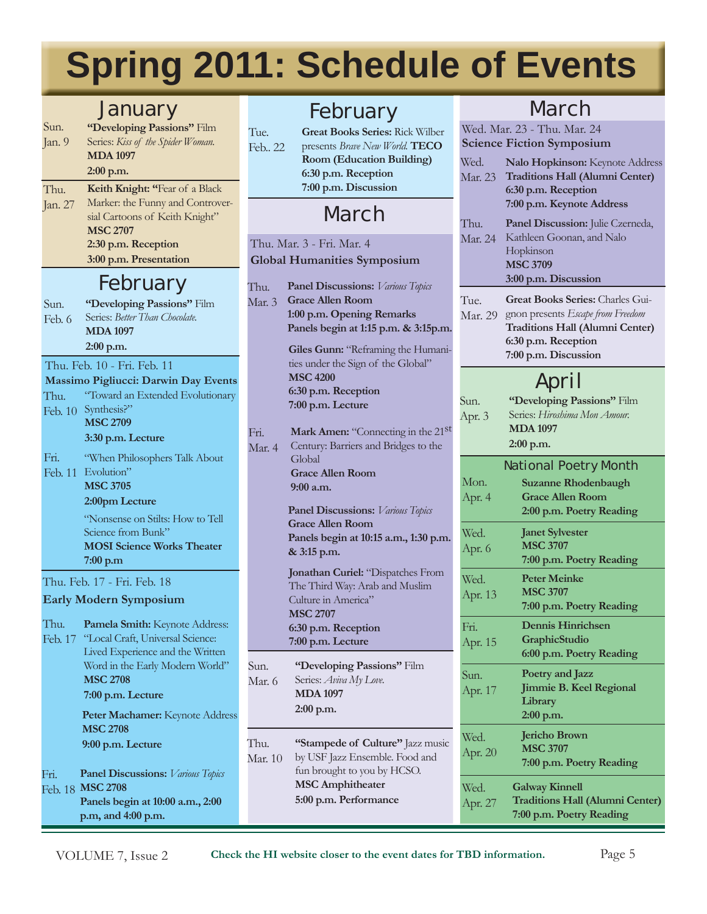# Spring 2011: Schedule of Events

## January

**Sun. Jan. 9**
**"Developing Passions"** Film Series: *Kiss of the Spider Woman.*
**MDA 1097**
**2:00 p.m.**

**Thu. Jan. 27**
**Keith Knight: "**Fear of a Black Marker: the Funny and Controversial Cartoons of Keith Knight"
**MSC 2707**
**2:30 p.m. Reception**
**3:00 p.m. Presentation**

## February

**Sun. Feb. 6**
**"Developing Passions"** Film Series: *Better Than Chocolate.*
**MDA 1097**
**2:00 p.m.**

Thu. Feb. 10 - Fri. Feb. 11
**Massimo Pigliucci: Darwin Day Events**

**Thu. Feb. 10**
"Toward an Extended Evolutionary Synthesis?"
**MSC 2709**
**3:30 p.m. Lecture**

**Fri. Feb. 11**
"When Philosophers Talk About Evolution"
**MSC 3705**
**2:00pm Lecture**

"Nonsense on Stilts: How to Tell Science from Bunk"
**MOSI Science Works Theater**
**7:00 p.m**

Thu. Feb. 17 - Fri. Feb. 18
**Early Modern Symposium**

**Thu. Feb. 17**
**Pamela Smith:** Keynote Address: "Local Craft, Universal Science: Lived Experience and the Written Word in the Early Modern World"
**MSC 2708**
**7:00 p.m. Lecture**

**Peter Machamer:** Keynote Address
**MSC 2708**
**9:00 p.m. Lecture**

**Fri. Feb. 18**
**Panel Discussions:** *Various Topics*
**MSC 2708**
**Panels begin at 10:00 a.m., 2:00 p.m, and 4:00 p.m.**

## February

**Tue. Feb.. 22**
**Great Books Series:** Rick Wilber presents *Brave New World.* **TECO Room (Education Building)**
**6:30 p.m. Reception**
**7:00 p.m. Discussion**

## March

Thu. Mar. 3 - Fri. Mar. 4
**Global Humanities Symposium**

**Thu. Mar. 3**
**Panel Discussions:** *Various Topics*
**Grace Allen Room**
**1:00 p.m. Opening Remarks**
**Panels begin at 1:15 p.m. & 3:15p.m.**

**Giles Gunn:** "Reframing the Humanities under the Sign of the Global"
**MSC 4200**
**6:30 p.m. Reception**
**7:00 p.m. Lecture**

**Fri. Mar. 4**
**Mark Amen:** "Connecting in the 21st Century: Barriers and Bridges to the Global
**Grace Allen Room**
**9:00 a.m.**

**Panel Discussions:** *Various Topics*
**Grace Allen Room**
**Panels begin at 10:15 a.m., 1:30 p.m. & 3:15 p.m.**

**Jonathan Curiel:** "Dispatches From The Third Way: Arab and Muslim Culture in America"
**MSC 2707**
**6:30 p.m. Reception**
**7:00 p.m. Lecture**

**Sun. Mar. 6**
**"Developing Passions"** Film Series: *Aviva My Love.*
**MDA 1097**
**2:00 p.m.**

**Thu. Mar. 10**
**"Stampede of Culture"** Jazz music by USF Jazz Ensemble. Food and fun brought to you by HCSO.
**MSC Amphitheater**
**5:00 p.m. Performance**

## March

Wed. Mar. 23 - Thu. Mar. 24
**Science Fiction Symposium**

**Wed. Mar. 23**
**Nalo Hopkinson:** Keynote Address
**Traditions Hall (Alumni Center)**
**6:30 p.m. Reception**
**7:00 p.m. Keynote Address**

**Thu. Mar. 24**
**Panel Discussion:** Julie Czerneda, Kathleen Goonan, and Nalo Hopkinson
**MSC 3709**
**3:00 p.m. Discussion**

**Tue. Mar. 29**
**Great Books Series:** Charles Guignon presents *Escape from Freedom*
**Traditions Hall (Alumni Center)**
**6:30 p.m. Reception**
**7:00 p.m. Discussion**

## April

**Sun. Apr. 3**
**"Developing Passions"** Film Series: *Hiroshima Mon Amour.*
**MDA 1097**
**2:00 p.m.**

### National Poetry Month

**Mon. Apr. 4**
**Suzanne Rhodenbaugh**
**Grace Allen Room**
**2:00 p.m. Poetry Reading**

**Wed. Apr. 6**
**Janet Sylvester**
**MSC 3707**
**7:00 p.m. Poetry Reading**

**Wed. Apr. 13**
**Peter Meinke**
**MSC 3707**
**7:00 p.m. Poetry Reading**

**Fri. Apr. 15**
**Dennis Hinrichsen**
**GraphicStudio**
**6:00 p.m. Poetry Reading**

**Sun. Apr. 17**
**Poetry and Jazz**
**Jimmie B. Keel Regional Library**
**2:00 p.m.**

**Wed. Apr. 20**
**Jericho Brown**
**MSC 3707**
**7:00 p.m. Poetry Reading**

**Wed. Apr. 27**
**Galway Kinnell**
**Traditions Hall (Alumni Center)**
**7:00 p.m. Poetry Reading**

**Check the HI website closer to the event dates for TBD information.**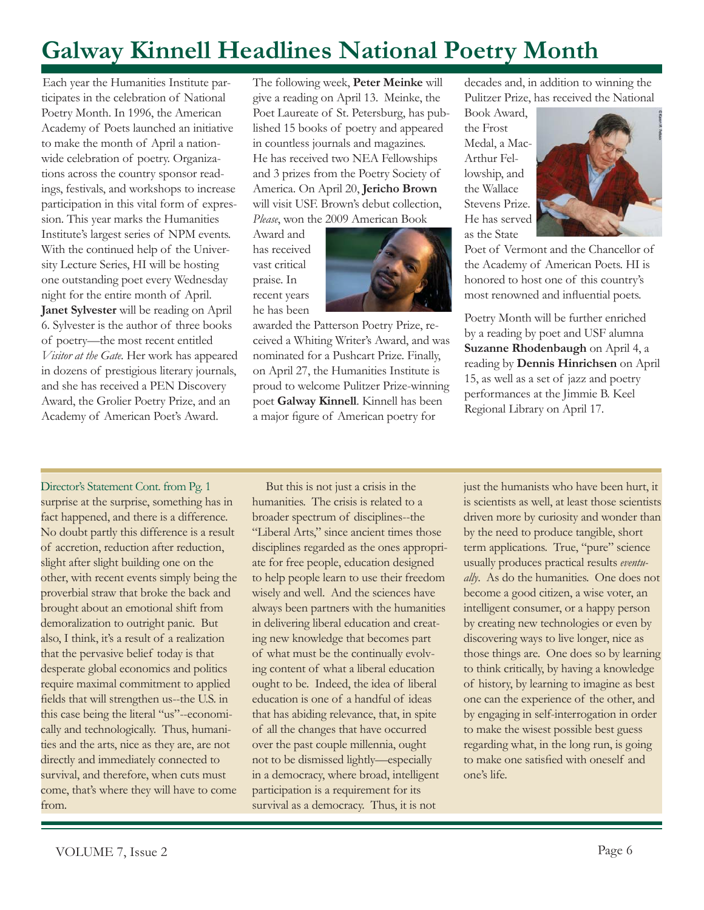# Galway Kinnell Headlines National Poetry Month

Each year the Humanities Institute participates in the celebration of National Poetry Month. In 1996, the American Academy of Poets launched an initiative to make the month of April a nationwide celebration of poetry. Organizations across the country sponsor readings, festivals, and workshops to increase participation in this vital form of expression. This year marks the Humanities Institute's largest series of NPM events. With the continued help of the University Lecture Series, HI will be hosting one outstanding poet every Wednesday night for the entire month of April. **Janet Sylvester** will be reading on April 6. Sylvester is the author of three books of poetry—the most recent entitled *Visitor at the Gate*. Her work has appeared in dozens of prestigious literary journals, and she has received a PEN Discovery Award, the Grolier Poetry Prize, and an Academy of American Poet's Award.

The following week, **Peter Meinke** will give a reading on April 13. Meinke, the Poet Laureate of St. Petersburg, has published 15 books of poetry and appeared in countless journals and magazines. He has received two NEA Fellowships and 3 prizes from the Poetry Society of America. On April 20, **Jericho Brown** will visit USF. Brown's debut collection, *Please*, won the 2009 American Book Award and has received vast critical praise. In recent years he has been awarded the Patterson Poetry Prize, received a Whiting Writer's Award, and was nominated for a Pushcart Prize. Finally, on April 27, the Humanities Institute is proud to welcome Pulitzer Prize-winning poet **Galway Kinnell**. Kinnell has been a major figure of American poetry for decades and, in addition to winning the Pulitzer Prize, has received the National Book Award, the Frost Medal, a MacArthur Fellowship, and the Wallace Stevens Prize. He has served as the State Poet of Vermont and the Chancellor of the Academy of American Poets. HI is honored to host one of this country's most renowned and influential poets.

Poetry Month will be further enriched by a reading by poet and USF alumna **Suzanne Rhodenbaugh** on April 4, a reading by **Dennis Hinrichsen** on April 15, as well as a set of jazz and poetry performances at the Jimmie B. Keel Regional Library on April 17.

---

Director's Statement Cont. from Pg. 1

surprise at the surprise, something has in fact happened, and there is a difference. No doubt partly this difference is a result of accretion, reduction after reduction, slight after slight building one on the other, with recent events simply being the proverbial straw that broke the back and brought about an emotional shift from demoralization to outright panic. But also, I think, it's a result of a realization that the pervasive belief today is that desperate global economics and politics require maximal commitment to applied fields that will strengthen us--the U.S. in this case being the literal "us"--economically and technologically. Thus, humanities and the arts, nice as they are, are not directly and immediately connected to survival, and therefore, when cuts must come, that's where they will have to come from.

But this is not just a crisis in the humanities. The crisis is related to a broader spectrum of disciplines--the "Liberal Arts," since ancient times those disciplines regarded as the ones appropriate for free people, education designed to help people learn to use their freedom wisely and well. And the sciences have always been partners with the humanities in delivering liberal education and creating new knowledge that becomes part of what must be the continually evolving content of what a liberal education ought to be. Indeed, the idea of liberal education is one of a handful of ideas that has abiding relevance, that, in spite of all the changes that have occurred over the past couple millennia, ought not to be dismissed lightly—especially in a democracy, where broad, intelligent participation is a requirement for its survival as a democracy. Thus, it is not just the humanists who have been hurt, it is scientists as well, at least those scientists driven more by curiosity and wonder than by the need to produce tangible, short term applications. True, "pure" science usually produces practical results *eventually*. As do the humanities. One does not become a good citizen, a wise voter, an intelligent consumer, or a happy person by creating new technologies or even by discovering ways to live longer, nice as those things are. One does so by learning to think critically, by having a knowledge of history, by learning to imagine as best one can the experience of the other, and by engaging in self-interrogation in order to make the wisest possible best guess regarding what, in the long run, is going to make one satisfied with oneself and one's life.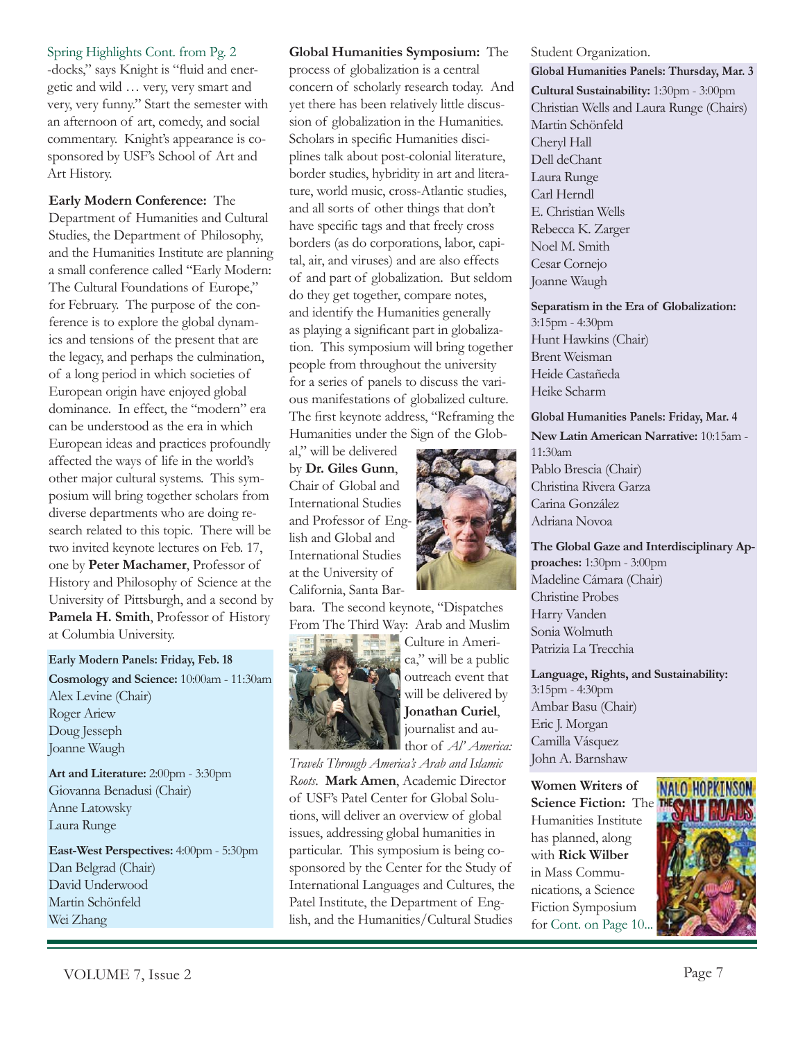Spring Highlights Cont. from Pg. 2

-docks," says Knight is "fluid and energetic and wild … very, very smart and very, very funny." Start the semester with an afternoon of art, comedy, and social commentary. Knight's appearance is co-sponsored by USF's School of Art and Art History.

**Early Modern Conference:** The Department of Humanities and Cultural Studies, the Department of Philosophy, and the Humanities Institute are planning a small conference called "Early Modern: The Cultural Foundations of Europe," for February. The purpose of the conference is to explore the global dynamics and tensions of the present that are the legacy, and perhaps the culmination, of a long period in which societies of European origin have enjoyed global dominance. In effect, the "modern" era can be understood as the era in which European ideas and practices profoundly affected the ways of life in the world's other major cultural systems. This symposium will bring together scholars from diverse departments who are doing research related to this topic. There will be two invited keynote lectures on Feb. 17, one by **Peter Machamer**, Professor of History and Philosophy of Science at the University of Pittsburgh, and a second by **Pamela H. Smith**, Professor of History at Columbia University.

**Early Modern Panels: Friday, Feb. 18**

**Cosmology and Science:** 10:00am - 11:30am
Alex Levine (Chair)
Roger Ariew
Doug Jesseph
Joanne Waugh

**Art and Literature:** 2:00pm - 3:30pm
Giovanna Benadusi (Chair)
Anne Latowsky
Laura Runge

**East-West Perspectives:** 4:00pm - 5:30pm
Dan Belgrad (Chair)
David Underwood
Martin Schönfeld
Wei Zhang

**Global Humanities Symposium:** The process of globalization is a central concern of scholarly research today. And yet there has been relatively little discussion of globalization in the Humanities. Scholars in specific Humanities disciplines talk about post-colonial literature, border studies, hybridity in art and literature, world music, cross-Atlantic studies, and all sorts of other things that don't have specific tags and that freely cross borders (as do corporations, labor, capital, air, and viruses) and are also effects of and part of globalization. But seldom do they get together, compare notes, and identify the Humanities generally as playing a significant part in globalization. This symposium will bring together people from throughout the university for a series of panels to discuss the various manifestations of globalized culture. The first keynote address, "Reframing the Humanities under the Sign of the Global," will be delivered by **Dr. Giles Gunn**, Chair of Global and International Studies and Professor of English and Global and International Studies at the University of California, Santa Barbara. The second keynote, "Dispatches From The Third Way: Arab and Muslim Culture in America," will be a public outreach event that will be delivered by **Jonathan Curiel**, journalist and author of *Al' America: Travels Through America's Arab and Islamic Roots*. **Mark Amen**, Academic Director of USF's Patel Center for Global Solutions, will deliver an overview of global issues, addressing global humanities in particular. This symposium is being co-sponsored by the Center for the Study of International Languages and Cultures, the Patel Institute, the Department of English, and the Humanities/Cultural Studies Student Organization.

**Global Humanities Panels: Thursday, Mar. 3**

**Cultural Sustainability:** 1:30pm - 3:00pm
Christian Wells and Laura Runge (Chairs)
Martin Schönfeld
Cheryl Hall
Dell deChant
Laura Runge
Carl Herndl
E. Christian Wells
Rebecca K. Zarger
Noel M. Smith
Cesar Cornejo
Joanne Waugh

**Separatism in the Era of Globalization:** 3:15pm - 4:30pm
Hunt Hawkins (Chair)
Brent Weisman
Heide Castañeda
Heike Scharm

**Global Humanities Panels: Friday, Mar. 4**

**New Latin American Narrative:** 10:15am - 11:30am
Pablo Brescia (Chair)
Christina Rivera Garza
Carina González
Adriana Novoa

**The Global Gaze and Interdisciplinary Approaches:** 1:30pm - 3:00pm
Madeline Cámara (Chair)
Christine Probes
Harry Vanden
Sonia Wolmuth
Patrizia La Trecchia

**Language, Rights, and Sustainability:** 3:15pm - 4:30pm
Ambar Basu (Chair)
Eric J. Morgan
Camilla Vásquez
John A. Barnshaw

**Women Writers of Science Fiction:** The Humanities Institute has planned, along with **Rick Wilber** in Mass Communications, a Science Fiction Symposium for Cont. on Page 10...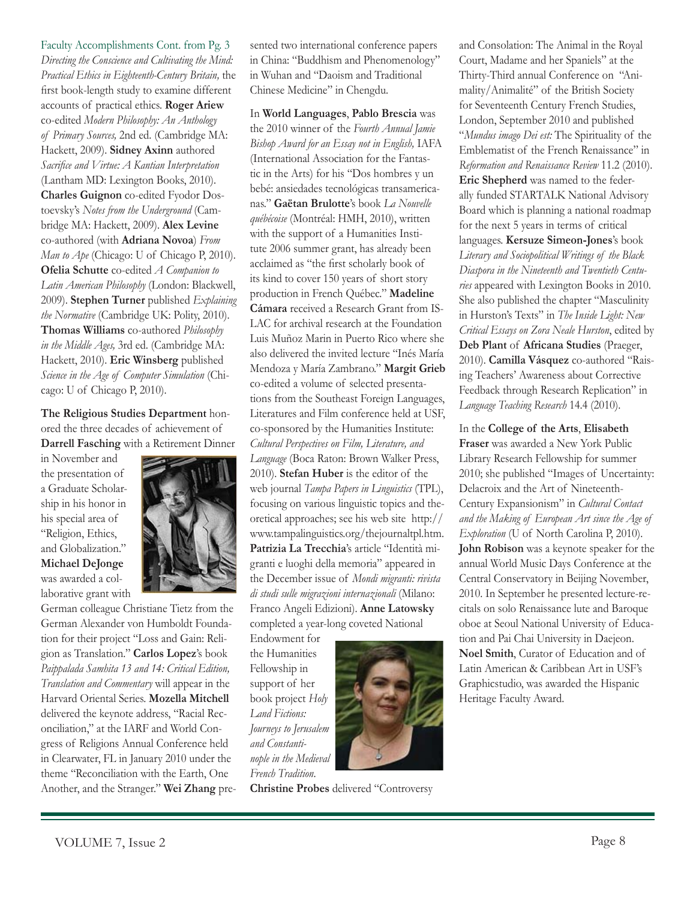Faculty Accomplishments Cont. from Pg. 3

*Directing the Conscience and Cultivating the Mind: Practical Ethics in Eighteenth-Century Britain,* the first book-length study to examine different accounts of practical ethics. **Roger Ariew** co-edited *Modern Philosophy: An Anthology of Primary Sources,* 2nd ed. (Cambridge MA: Hackett, 2009). **Sidney Axinn** authored *Sacrifice and Virtue: A Kantian Interpretation* (Lantham MD: Lexington Books, 2010). **Charles Guignon** co-edited Fyodor Dostoevsky's *Notes from the Underground* (Cambridge MA: Hackett, 2009). **Alex Levine** co-authored (with **Adriana Novoa**) *From Man to Ape* (Chicago: U of Chicago P, 2010). **Ofelia Schutte** co-edited *A Companion to Latin American Philosophy* (London: Blackwell, 2009). **Stephen Turner** published *Explaining the Normative* (Cambridge UK: Polity, 2010). **Thomas Williams** co-authored *Philosophy in the Middle Ages,* 3rd ed. (Cambridge MA: Hackett, 2010). **Eric Winsberg** published *Science in the Age of Computer Simulation* (Chicago: U of Chicago P, 2010).

**The Religious Studies Department** honored the three decades of achievement of **Darrell Fasching** with a Retirement Dinner in November and the presentation of a Graduate Scholarship in his honor in his special area of "Religion, Ethics, and Globalization." **Michael DeJonge** was awarded a collaborative grant with German colleague Christiane Tietz from the German Alexander von Humboldt Foundation for their project "Loss and Gain: Religion as Translation." **Carlos Lopez**'s book *Paippalada Samhita 13 and 14: Critical Edition, Translation and Commentary* will appear in the Harvard Oriental Series. **Mozella Mitchell** delivered the keynote address, "Racial Reconciliation," at the IARF and World Congress of Religions Annual Conference held in Clearwater, FL in January 2010 under the theme "Reconciliation with the Earth, One Another, and the Stranger." **Wei Zhang** presented two international conference papers in China: "Buddhism and Phenomenology" in Wuhan and "Daoism and Traditional Chinese Medicine" in Chengdu.

In **World Languages**, **Pablo Brescia** was the 2010 winner of the *Fourth Annual Jamie Bishop Award for an Essay not in English,* IAFA (International Association for the Fantastic in the Arts) for his "Dos hombres y un bebé: ansiedades tecnológicas transamericanas." **Gaëtan Brulotte**'s book *La Nouvelle québécoise* (Montréal: HMH, 2010), written with the support of a Humanities Institute 2006 summer grant, has already been acclaimed as "the first scholarly book of its kind to cover 150 years of short story production in French Québec." **Madeline Cámara** received a Research Grant from ISLAC for archival research at the Foundation Luis Muñoz Marin in Puerto Rico where she also delivered the invited lecture "Inés María Mendoza y María Zambrano." **Margit Grieb** co-edited a volume of selected presentations from the Southeast Foreign Languages, Literatures and Film conference held at USF, co-sponsored by the Humanities Institute: *Cultural Perspectives on Film, Literature, and Language* (Boca Raton: Brown Walker Press, 2010). **Stefan Huber** is the editor of the web journal *Tampa Papers in Linguistics* (TPL), focusing on various linguistic topics and theoretical approaches; see his web site http://www.tampalinguistics.org/thejournaltpl.htm. **Patrizia La Trecchia**'s article "Identità migranti e luoghi della memoria" appeared in the December issue of *Mondi migranti: rivista di studi sulle migrazioni internazionali* (Milano: Franco Angeli Edizioni). **Anne Latowsky** completed a year-long coveted National Endowment for the Humanities Fellowship in support of her book project *Holy Land Fictions: Journeys to Jerusalem and Constantinople in the Medieval French Tradition*. **Christine Probes** delivered "Controversy and Consolation: The Animal in the Royal Court, Madame and her Spaniels" at the Thirty-Third annual Conference on "Animality/Animalité" of the British Society for Seventeenth Century French Studies, London, September 2010 and published "*Mundus imago Dei est:* The Spirituality of the Emblematist of the French Renaissance" in *Reformation and Renaissance Review* 11.2 (2010). **Eric Shepherd** was named to the federally funded STARTALK National Advisory Board which is planning a national roadmap for the next 5 years in terms of critical languages. **Kersuze Simeon-Jones**'s book *Literary and Sociopolitical Writings of the Black Diaspora in the Nineteenth and Twentieth Centuries* appeared with Lexington Books in 2010. She also published the chapter "Masculinity in Hurston's Texts" in *The Inside Light: New Critical Essays on Zora Neale Hurston*, edited by **Deb Plant** of **Africana Studies** (Praeger, 2010). **Camilla Vásquez** co-authored "Raising Teachers' Awareness about Corrective Feedback through Research Replication" in *Language Teaching Research* 14.4 (2010).

In the **College of the Arts**, **Elisabeth Fraser** was awarded a New York Public Library Research Fellowship for summer 2010; she published "Images of Uncertainty: Delacroix and the Art of Nineteenth-Century Expansionism" in *Cultural Contact and the Making of European Art since the Age of Exploration* (U of North Carolina P, 2010). **John Robison** was a keynote speaker for the annual World Music Days Conference at the Central Conservatory in Beijing November, 2010. In September he presented lecture-recitals on solo Renaissance lute and Baroque oboe at Seoul National University of Education and Pai Chai University in Daejeon. **Noel Smith**, Curator of Education and of Latin American & Caribbean Art in USF's Graphicstudio, was awarded the Hispanic Heritage Faculty Award.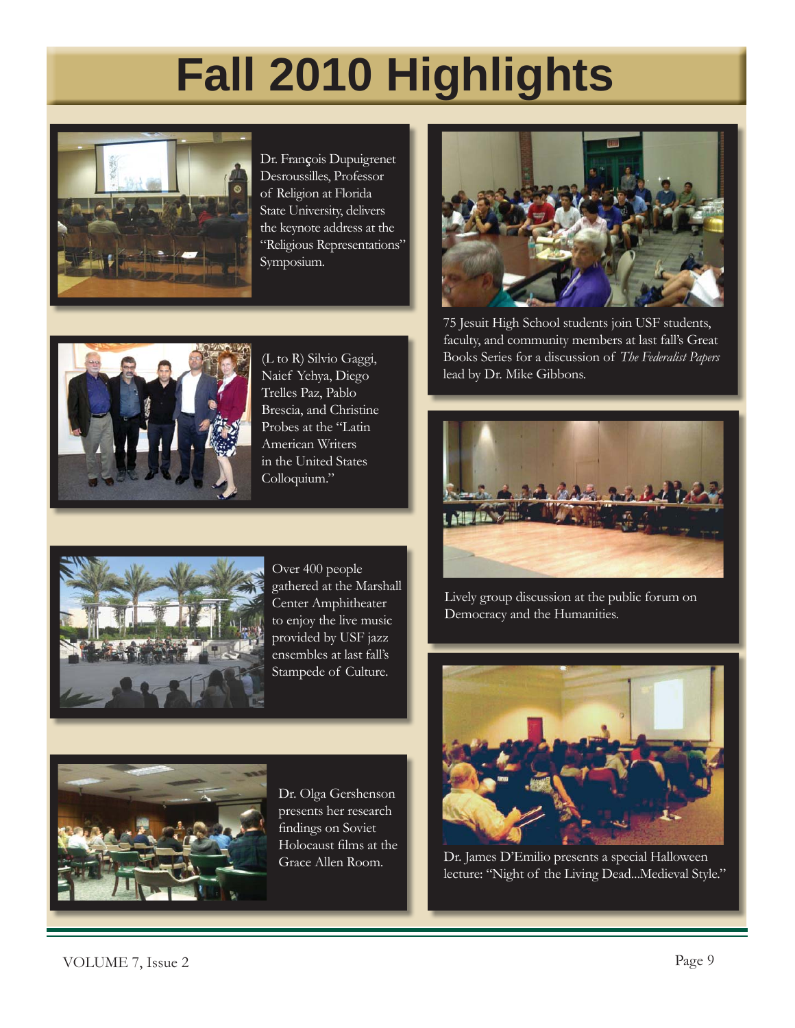# Fall 2010 Highlights

Dr. François Dupuigrenet Desroussilles, Professor of Religion at Florida State University, delivers the keynote address at the "Religious Representations" Symposium.

(L to R) Silvio Gaggi, Naief Yehya, Diego Trelles Paz, Pablo Brescia, and Christine Probes at the "Latin American Writers in the United States Colloquium."

Over 400 people gathered at the Marshall Center Amphitheater to enjoy the live music provided by USF jazz ensembles at last fall's Stampede of Culture.

Dr. Olga Gershenson presents her research findings on Soviet Holocaust films at the Grace Allen Room.

75 Jesuit High School students join USF students, faculty, and community members at last fall's Great Books Series for a discussion of *The Federalist Papers* lead by Dr. Mike Gibbons.

Lively group discussion at the public forum on Democracy and the Humanities.

Dr. James D'Emilio presents a special Halloween lecture: "Night of the Living Dead...Medieval Style."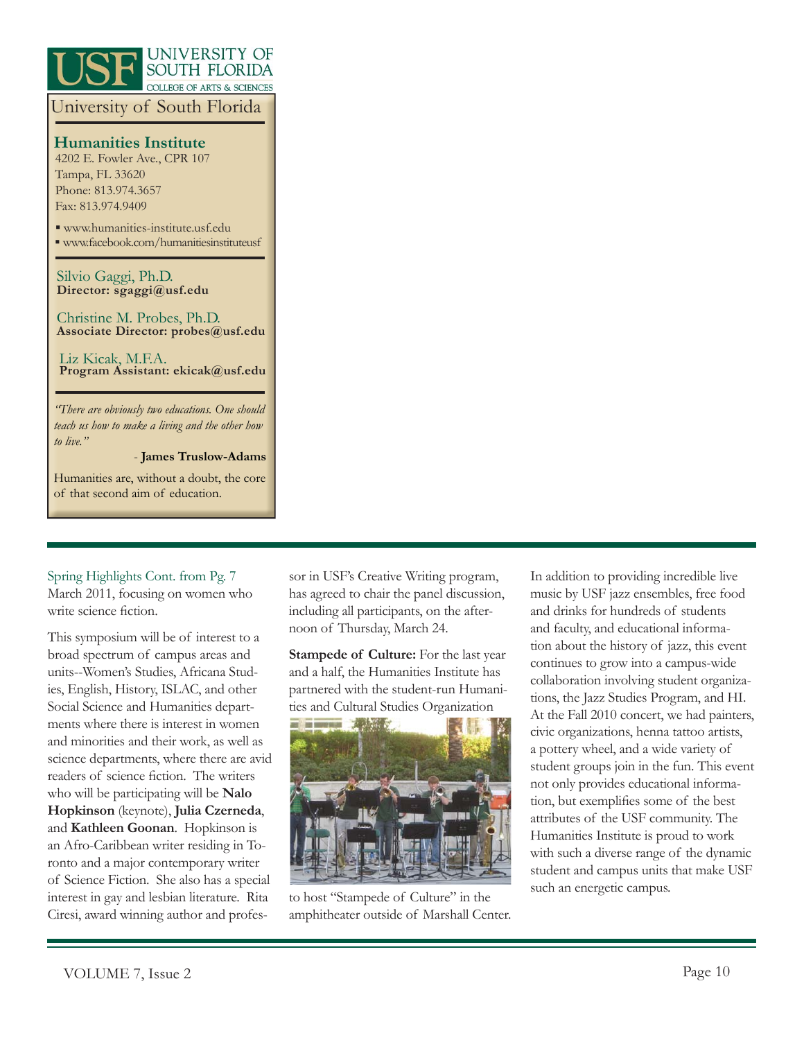# University of South Florida

UNIVERSITY OF SOUTH FLORIDA
COLLEGE OF ARTS & SCIENCES

## Humanities Institute

4202 E. Fowler Ave., CPR 107
Tampa, FL 33620
Phone: 813.974.3657
Fax: 813.974.9409

- www.humanities-institute.usf.edu
- www.facebook.com/humanitiesinstituteusf

Silvio Gaggi, Ph.D.
**Director: sgaggi@usf.edu**

Christine M. Probes, Ph.D.
**Associate Director: probes@usf.edu**

Liz Kicak, M.F.A.
**Program Assistant: ekicak@usf.edu**

*"There are obviously two educations. One should teach us how to make a living and the other how to live."*

\- **James Truslow-Adams**

Humanities are, without a doubt, the core of that second aim of education.

---

Spring Highlights Cont. from Pg. 7

March 2011, focusing on women who write science fiction.

This symposium will be of interest to a broad spectrum of campus areas and units--Women's Studies, Africana Studies, English, History, ISLAC, and other Social Science and Humanities departments where there is interest in women and minorities and their work, as well as science departments, where there are avid readers of science fiction. The writers who will be participating will be **Nalo Hopkinson** (keynote), **Julia Czerneda**, and **Kathleen Goonan**. Hopkinson is an Afro-Caribbean writer residing in Toronto and a major contemporary writer of Science Fiction. She also has a special interest in gay and lesbian literature. Rita Ciresi, award winning author and professor in USF's Creative Writing program, has agreed to chair the panel discussion, including all participants, on the afternoon of Thursday, March 24.

**Stampede of Culture:** For the last year and a half, the Humanities Institute has partnered with the student-run Humanities and Cultural Studies Organization to host "Stampede of Culture" in the amphitheater outside of Marshall Center. In addition to providing incredible live music by USF jazz ensembles, free food and drinks for hundreds of students and faculty, and educational information about the history of jazz, this event continues to grow into a campus-wide collaboration involving student organizations, the Jazz Studies Program, and HI. At the Fall 2010 concert, we had painters, civic organizations, henna tattoo artists, a pottery wheel, and a wide variety of student groups join in the fun. This event not only provides educational information, but exemplifies some of the best attributes of the USF community. The Humanities Institute is proud to work with such a diverse range of the dynamic student and campus units that make USF such an energetic campus.